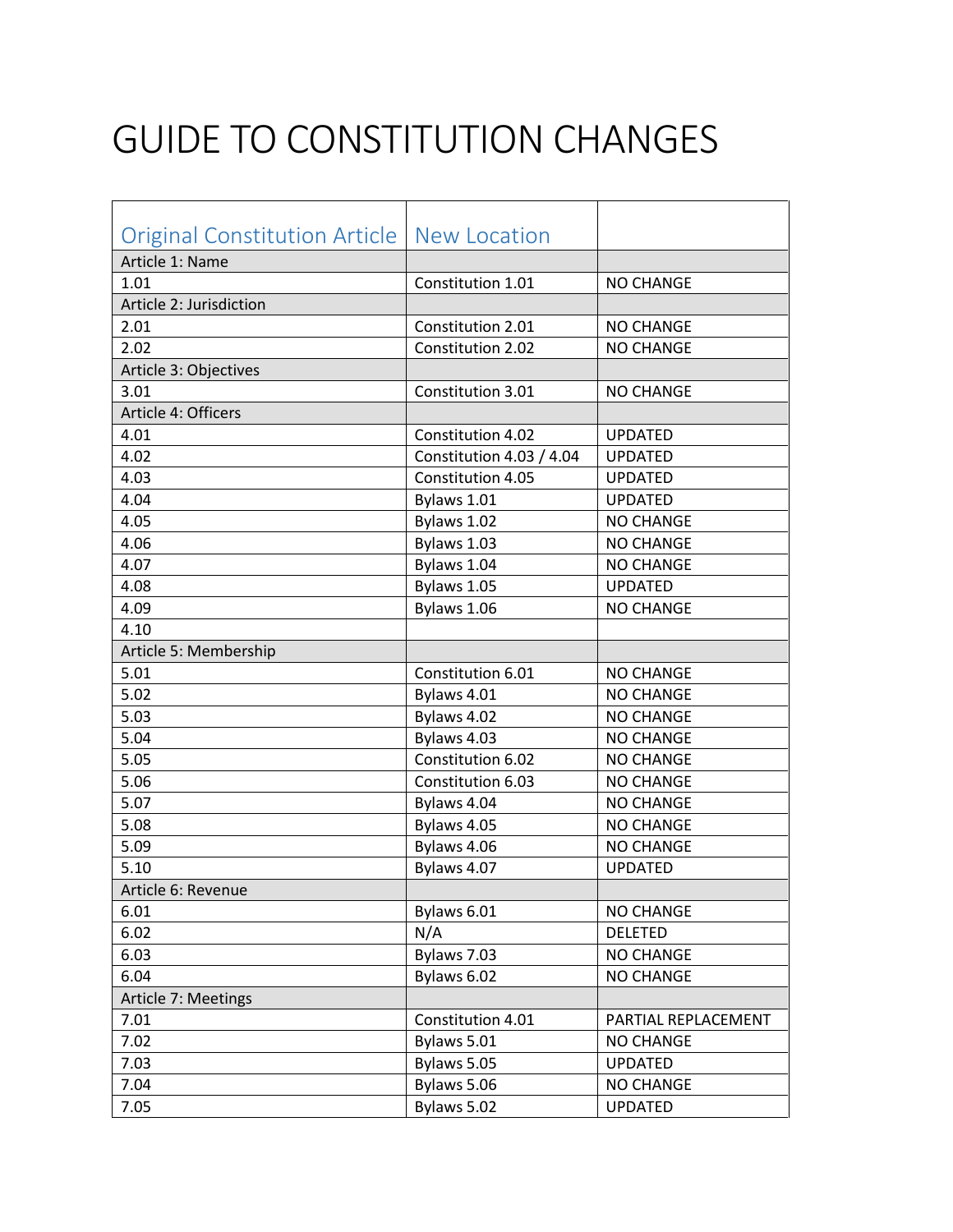# GUIDE TO CONSTITUTION CHANGES

| Original Constitution Article | New Location | |
|---|---|---|
| Article 1: Name | | |
| 1.01 | Constitution 1.01 | NO CHANGE |
| Article 2: Jurisdiction | | |
| 2.01 | Constitution 2.01 | NO CHANGE |
| 2.02 | Constitution 2.02 | NO CHANGE |
| Article 3: Objectives | | |
| 3.01 | Constitution 3.01 | NO CHANGE |
| Article 4: Officers | | |
| 4.01 | Constitution 4.02 | UPDATED |
| 4.02 | Constitution 4.03 / 4.04 | UPDATED |
| 4.03 | Constitution 4.05 | UPDATED |
| 4.04 | Bylaws 1.01 | UPDATED |
| 4.05 | Bylaws 1.02 | NO CHANGE |
| 4.06 | Bylaws 1.03 | NO CHANGE |
| 4.07 | Bylaws 1.04 | NO CHANGE |
| 4.08 | Bylaws 1.05 | UPDATED |
| 4.09 | Bylaws 1.06 | NO CHANGE |
| 4.10 | | |
| Article 5: Membership | | |
| 5.01 | Constitution 6.01 | NO CHANGE |
| 5.02 | Bylaws 4.01 | NO CHANGE |
| 5.03 | Bylaws 4.02 | NO CHANGE |
| 5.04 | Bylaws 4.03 | NO CHANGE |
| 5.05 | Constitution 6.02 | NO CHANGE |
| 5.06 | Constitution 6.03 | NO CHANGE |
| 5.07 | Bylaws 4.04 | NO CHANGE |
| 5.08 | Bylaws 4.05 | NO CHANGE |
| 5.09 | Bylaws 4.06 | NO CHANGE |
| 5.10 | Bylaws 4.07 | UPDATED |
| Article 6: Revenue | | |
| 6.01 | Bylaws 6.01 | NO CHANGE |
| 6.02 | N/A | DELETED |
| 6.03 | Bylaws 7.03 | NO CHANGE |
| 6.04 | Bylaws 6.02 | NO CHANGE |
| Article 7: Meetings | | |
| 7.01 | Constitution 4.01 | PARTIAL REPLACEMENT |
| 7.02 | Bylaws 5.01 | NO CHANGE |
| 7.03 | Bylaws 5.05 | UPDATED |
| 7.04 | Bylaws 5.06 | NO CHANGE |
| 7.05 | Bylaws 5.02 | UPDATED |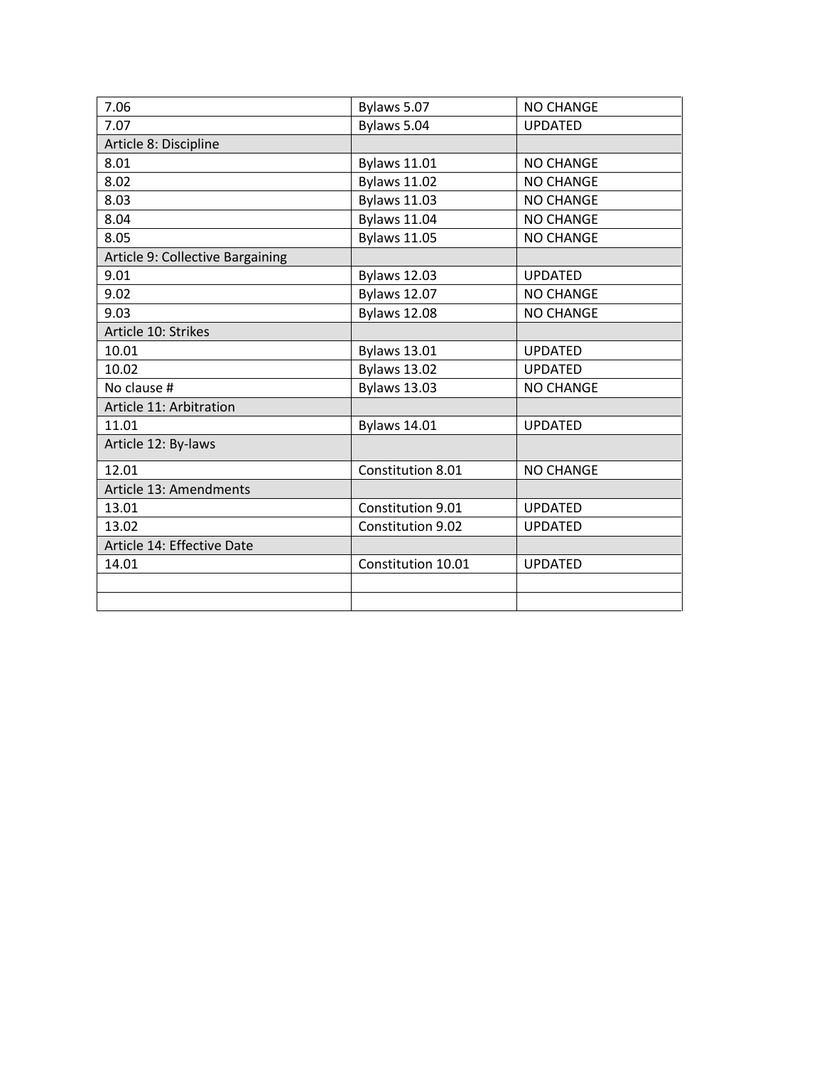| | | |
|---|---|---|
| 7.06 | Bylaws 5.07 | NO CHANGE |
| 7.07 | Bylaws 5.04 | UPDATED |
| Article 8: Discipline | | |
| 8.01 | Bylaws 11.01 | NO CHANGE |
| 8.02 | Bylaws 11.02 | NO CHANGE |
| 8.03 | Bylaws 11.03 | NO CHANGE |
| 8.04 | Bylaws 11.04 | NO CHANGE |
| 8.05 | Bylaws 11.05 | NO CHANGE |
| Article 9: Collective Bargaining | | |
| 9.01 | Bylaws 12.03 | UPDATED |
| 9.02 | Bylaws 12.07 | NO CHANGE |
| 9.03 | Bylaws 12.08 | NO CHANGE |
| Article 10: Strikes | | |
| 10.01 | Bylaws 13.01 | UPDATED |
| 10.02 | Bylaws 13.02 | UPDATED |
| No clause # | Bylaws 13.03 | NO CHANGE |
| Article 11: Arbitration | | |
| 11.01 | Bylaws 14.01 | UPDATED |
| Article 12: By-laws | | |
| 12.01 | Constitution 8.01 | NO CHANGE |
| Article 13: Amendments | | |
| 13.01 | Constitution 9.01 | UPDATED |
| 13.02 | Constitution 9.02 | UPDATED |
| Article 14: Effective Date | | |
| 14.01 | Constitution 10.01 | UPDATED |
| | | |
| | | |